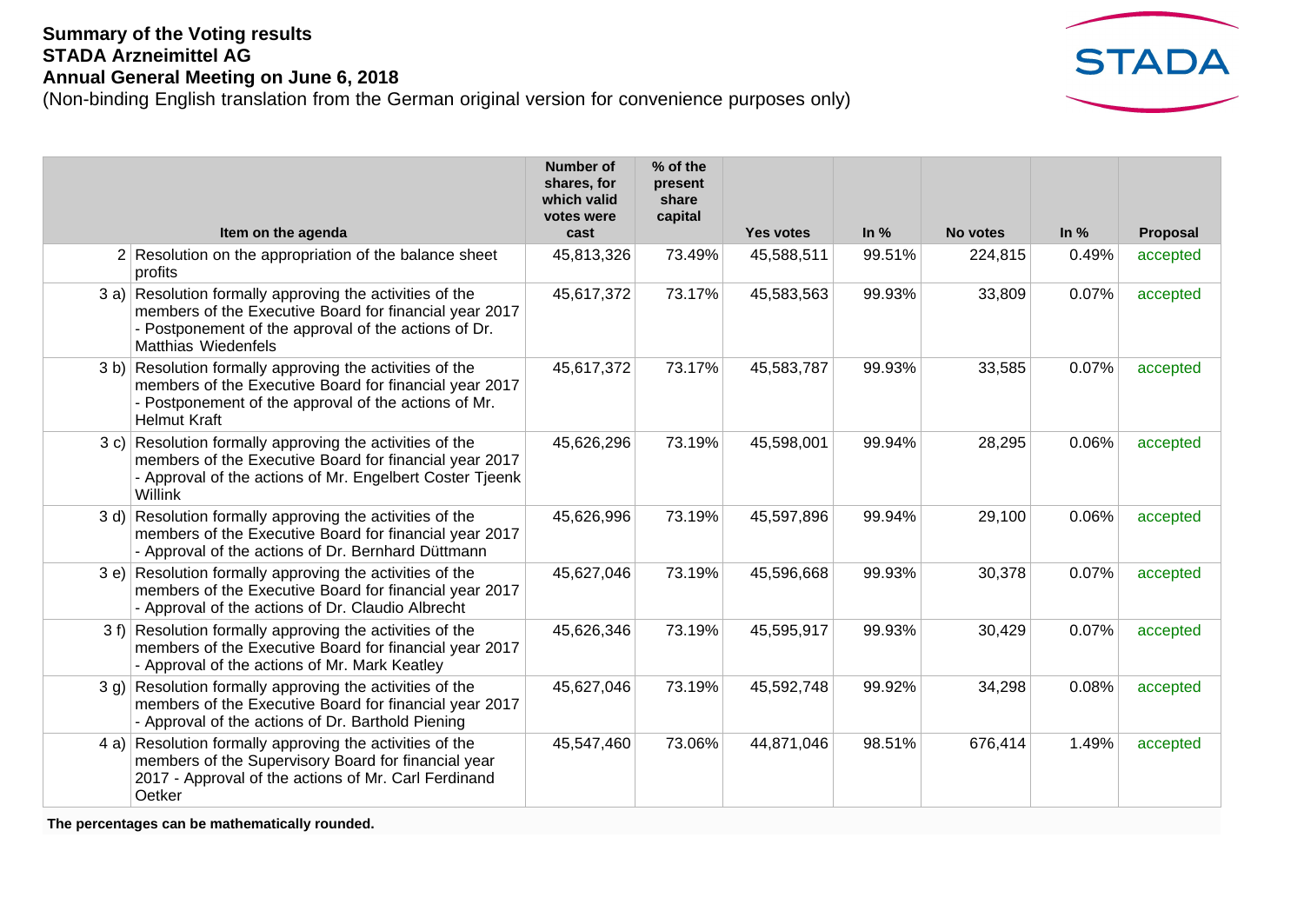**Summary of the Voting results**
**STADA Arzneimittel AG**
**Annual General Meeting on June 6, 2018**
(Non-binding English translation from the German original version for convenience purposes only)

| | Item on the agenda | Number of shares, for which valid votes were cast | % of the present share capital | Yes votes | In % | No votes | In % | Proposal |
|---|---|---|---|---|---|---|---|---|
| 2 | Resolution on the appropriation of the balance sheet profits | 45,813,326 | 73.49% | 45,588,511 | 99.51% | 224,815 | 0.49% | accepted |
| 3 a) | Resolution formally approving the activities of the members of the Executive Board for financial year 2017 - Postponement of the approval of the actions of Dr. Matthias Wiedenfels | 45,617,372 | 73.17% | 45,583,563 | 99.93% | 33,809 | 0.07% | accepted |
| 3 b) | Resolution formally approving the activities of the members of the Executive Board for financial year 2017 - Postponement of the approval of the actions of Mr. Helmut Kraft | 45,617,372 | 73.17% | 45,583,787 | 99.93% | 33,585 | 0.07% | accepted |
| 3 c) | Resolution formally approving the activities of the members of the Executive Board for financial year 2017 - Approval of the actions of Mr. Engelbert Coster Tjeenk Willink | 45,626,296 | 73.19% | 45,598,001 | 99.94% | 28,295 | 0.06% | accepted |
| 3 d) | Resolution formally approving the activities of the members of the Executive Board for financial year 2017 - Approval of the actions of Dr. Bernhard Düttmann | 45,626,996 | 73.19% | 45,597,896 | 99.94% | 29,100 | 0.06% | accepted |
| 3 e) | Resolution formally approving the activities of the members of the Executive Board for financial year 2017 - Approval of the actions of Dr. Claudio Albrecht | 45,627,046 | 73.19% | 45,596,668 | 99.93% | 30,378 | 0.07% | accepted |
| 3 f) | Resolution formally approving the activities of the members of the Executive Board for financial year 2017 - Approval of the actions of Mr. Mark Keatley | 45,626,346 | 73.19% | 45,595,917 | 99.93% | 30,429 | 0.07% | accepted |
| 3 g) | Resolution formally approving the activities of the members of the Executive Board for financial year 2017 - Approval of the actions of Dr. Barthold Piening | 45,627,046 | 73.19% | 45,592,748 | 99.92% | 34,298 | 0.08% | accepted |
| 4 a) | Resolution formally approving the activities of the members of the Supervisory Board for financial year 2017 - Approval of the actions of Mr. Carl Ferdinand Oetker | 45,547,460 | 73.06% | 44,871,046 | 98.51% | 676,414 | 1.49% | accepted |

**The percentages can be mathematically rounded.**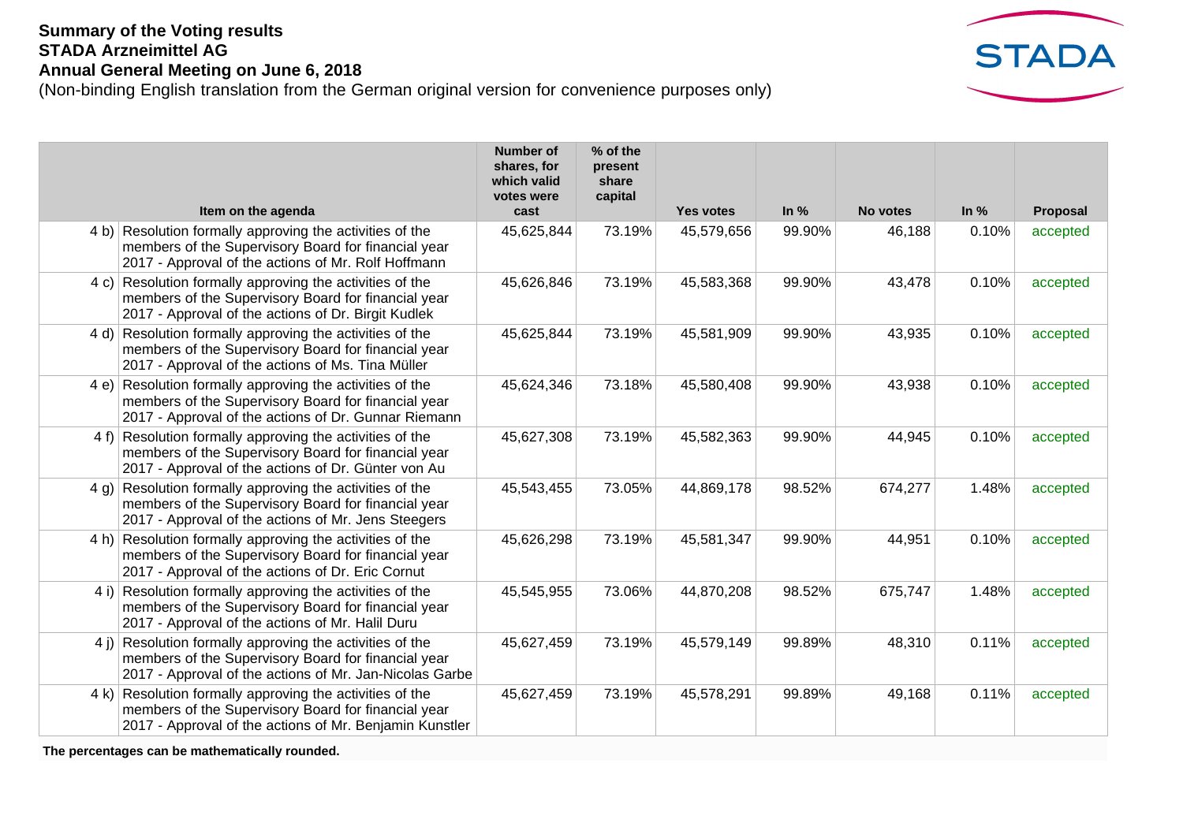**Summary of the Voting results**
**STADA Arzneimittel AG**
**Annual General Meeting on June 6, 2018**
(Non-binding English translation from the German original version for convenience purposes only)

| | Item on the agenda | Number of shares, for which valid votes were cast | % of the present share capital | Yes votes | In % | No votes | In % | Proposal |
|---|---|---|---|---|---|---|---|---|
| 4 b) | Resolution formally approving the activities of the members of the Supervisory Board for financial year 2017 - Approval of the actions of Mr. Rolf Hoffmann | 45,625,844 | 73.19% | 45,579,656 | 99.90% | 46,188 | 0.10% | accepted |
| 4 c) | Resolution formally approving the activities of the members of the Supervisory Board for financial year 2017 - Approval of the actions of Dr. Birgit Kudlek | 45,626,846 | 73.19% | 45,583,368 | 99.90% | 43,478 | 0.10% | accepted |
| 4 d) | Resolution formally approving the activities of the members of the Supervisory Board for financial year 2017 - Approval of the actions of Ms. Tina Müller | 45,625,844 | 73.19% | 45,581,909 | 99.90% | 43,935 | 0.10% | accepted |
| 4 e) | Resolution formally approving the activities of the members of the Supervisory Board for financial year 2017 - Approval of the actions of Dr. Gunnar Riemann | 45,624,346 | 73.18% | 45,580,408 | 99.90% | 43,938 | 0.10% | accepted |
| 4 f) | Resolution formally approving the activities of the members of the Supervisory Board for financial year 2017 - Approval of the actions of Dr. Günter von Au | 45,627,308 | 73.19% | 45,582,363 | 99.90% | 44,945 | 0.10% | accepted |
| 4 g) | Resolution formally approving the activities of the members of the Supervisory Board for financial year 2017 - Approval of the actions of Mr. Jens Steegers | 45,543,455 | 73.05% | 44,869,178 | 98.52% | 674,277 | 1.48% | accepted |
| 4 h) | Resolution formally approving the activities of the members of the Supervisory Board for financial year 2017 - Approval of the actions of Dr. Eric Cornut | 45,626,298 | 73.19% | 45,581,347 | 99.90% | 44,951 | 0.10% | accepted |
| 4 i) | Resolution formally approving the activities of the members of the Supervisory Board for financial year 2017 - Approval of the actions of Mr. Halil Duru | 45,545,955 | 73.06% | 44,870,208 | 98.52% | 675,747 | 1.48% | accepted |
| 4 j) | Resolution formally approving the activities of the members of the Supervisory Board for financial year 2017 - Approval of the actions of Mr. Jan-Nicolas Garbe | 45,627,459 | 73.19% | 45,579,149 | 99.89% | 48,310 | 0.11% | accepted |
| 4 k) | Resolution formally approving the activities of the members of the Supervisory Board for financial year 2017 - Approval of the actions of Mr. Benjamin Kunstler | 45,627,459 | 73.19% | 45,578,291 | 99.89% | 49,168 | 0.11% | accepted |

**The percentages can be mathematically rounded.**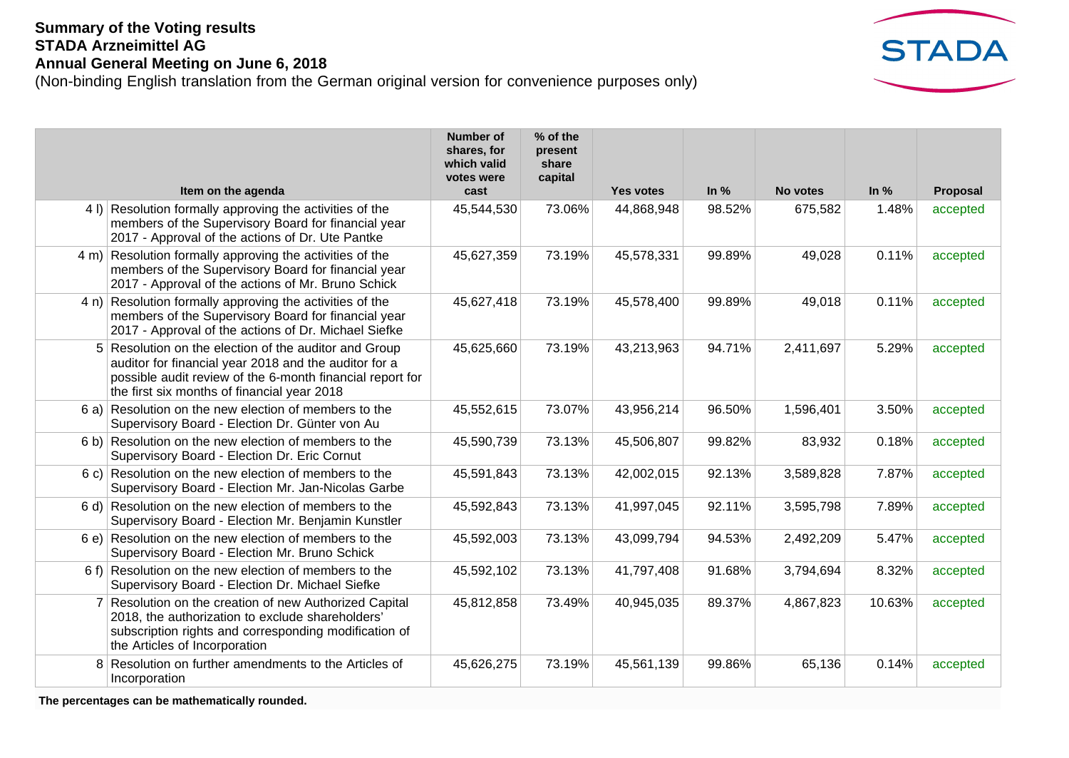**Summary of the Voting results**
**STADA Arzneimittel AG**
**Annual General Meeting on June 6, 2018**
(Non-binding English translation from the German original version for convenience purposes only)

| | Item on the agenda | Number of shares, for which valid votes were cast | % of the present share capital | Yes votes | In % | No votes | In % | Proposal |
|---|---|---|---|---|---|---|---|---|
| 4 l) | Resolution formally approving the activities of the members of the Supervisory Board for financial year 2017 - Approval of the actions of Dr. Ute Pantke | 45,544,530 | 73.06% | 44,868,948 | 98.52% | 675,582 | 1.48% | accepted |
| 4 m) | Resolution formally approving the activities of the members of the Supervisory Board for financial year 2017 - Approval of the actions of Mr. Bruno Schick | 45,627,359 | 73.19% | 45,578,331 | 99.89% | 49,028 | 0.11% | accepted |
| 4 n) | Resolution formally approving the activities of the members of the Supervisory Board for financial year 2017 - Approval of the actions of Dr. Michael Siefke | 45,627,418 | 73.19% | 45,578,400 | 99.89% | 49,018 | 0.11% | accepted |
| 5 | Resolution on the election of the auditor and Group auditor for financial year 2018 and the auditor for a possible audit review of the 6-month financial report for the first six months of financial year 2018 | 45,625,660 | 73.19% | 43,213,963 | 94.71% | 2,411,697 | 5.29% | accepted |
| 6 a) | Resolution on the new election of members to the Supervisory Board - Election Dr. Günter von Au | 45,552,615 | 73.07% | 43,956,214 | 96.50% | 1,596,401 | 3.50% | accepted |
| 6 b) | Resolution on the new election of members to the Supervisory Board - Election Dr. Eric Cornut | 45,590,739 | 73.13% | 45,506,807 | 99.82% | 83,932 | 0.18% | accepted |
| 6 c) | Resolution on the new election of members to the Supervisory Board - Election Mr. Jan-Nicolas Garbe | 45,591,843 | 73.13% | 42,002,015 | 92.13% | 3,589,828 | 7.87% | accepted |
| 6 d) | Resolution on the new election of members to the Supervisory Board - Election Mr. Benjamin Kunstler | 45,592,843 | 73.13% | 41,997,045 | 92.11% | 3,595,798 | 7.89% | accepted |
| 6 e) | Resolution on the new election of members to the Supervisory Board - Election Mr. Bruno Schick | 45,592,003 | 73.13% | 43,099,794 | 94.53% | 2,492,209 | 5.47% | accepted |
| 6 f) | Resolution on the new election of members to the Supervisory Board - Election Dr. Michael Siefke | 45,592,102 | 73.13% | 41,797,408 | 91.68% | 3,794,694 | 8.32% | accepted |
| 7 | Resolution on the creation of new Authorized Capital 2018, the authorization to exclude shareholders' subscription rights and corresponding modification of the Articles of Incorporation | 45,812,858 | 73.49% | 40,945,035 | 89.37% | 4,867,823 | 10.63% | accepted |
| 8 | Resolution on further amendments to the Articles of Incorporation | 45,626,275 | 73.19% | 45,561,139 | 99.86% | 65,136 | 0.14% | accepted |

**The percentages can be mathematically rounded.**